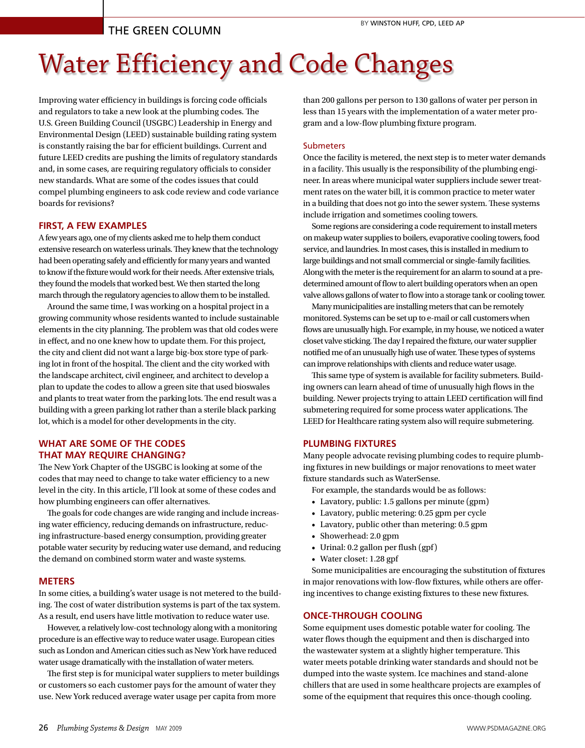THE GREEN COLUMN

BY WINSTON HUFF, CPD, LEED AP

# Water Efficiency and Code Changes

Improving water efficiency in buildings is forcing code officials and regulators to take a new look at the plumbing codes. The U.S. Green Building Council (USGBC) Leadership in Energy and Environmental Design (LEED) sustainable building rating system is constantly raising the bar for efficient buildings. Current and future LEED credits are pushing the limits of regulatory standards and, in some cases, are requiring regulatory officials to consider new standards. What are some of the codes issues that could compel plumbing engineers to ask code review and code variance boards for revisions?

## FIRST, A FEW EXAMPLES

A few years ago, one of my clients asked me to help them conduct extensive research on waterless urinals. They knew that the technology had been operating safely and efficiently for many years and wanted to know if the fixture would work for their needs. After extensive trials, they found the models that worked best. We then started the long march through the regulatory agencies to allow them to be installed.

Around the same time, I was working on a hospital project in a growing community whose residents wanted to include sustainable elements in the city planning. The problem was that old codes were in effect, and no one knew how to update them. For this project, the city and client did not want a large big-box store type of parking lot in front of the hospital. The client and the city worked with the landscape architect, civil engineer, and architect to develop a plan to update the codes to allow a green site that used bioswales and plants to treat water from the parking lots. The end result was a building with a green parking lot rather than a sterile black parking lot, which is a model for other developments in the city.

## WHAT ARE SOME OF THE CODES THAT MAY REQUIRE CHANGING?

The New York Chapter of the USGBC is looking at some of the codes that may need to change to take water efficiency to a new level in the city. In this article, I'll look at some of these codes and how plumbing engineers can offer alternatives.

The goals for code changes are wide ranging and include increasing water efficiency, reducing demands on infrastructure, reducing infrastructure-based energy consumption, providing greater potable water security by reducing water use demand, and reducing the demand on combined storm water and waste systems.

## METERS

In some cities, a building's water usage is not metered to the building. The cost of water distribution systems is part of the tax system. As a result, end users have little motivation to reduce water use.

However, a relatively low-cost technology along with a monitoring procedure is an effective way to reduce water usage. European cities such as London and American cities such as New York have reduced water usage dramatically with the installation of water meters.

The first step is for municipal water suppliers to meter buildings or customers so each customer pays for the amount of water they use. New York reduced average water usage per capita from more than 200 gallons per person to 130 gallons of water per person in less than 15 years with the implementation of a water meter program and a low-flow plumbing fixture program.

### Submeters

Once the facility is metered, the next step is to meter water demands in a facility. This usually is the responsibility of the plumbing engineer. In areas where municipal water suppliers include sewer treatment rates on the water bill, it is common practice to meter water in a building that does not go into the sewer system. These systems include irrigation and sometimes cooling towers.

Some regions are considering a code requirement to install meters on makeup water supplies to boilers, evaporative cooling towers, food service, and laundries. In most cases, this is installed in medium to large buildings and not small commercial or single-family facilities. Along with the meter is the requirement for an alarm to sound at a predetermined amount of flow to alert building operators when an open valve allows gallons of water to flow into a storage tank or cooling tower.

Many municipalities are installing meters that can be remotely monitored. Systems can be set up to e-mail or call customers when flows are unusually high. For example, in my house, we noticed a water closet valve sticking. The day I repaired the fixture, our water supplier notified me of an unusually high use of water. These types of systems can improve relationships with clients and reduce water usage.

This same type of system is available for facility submeters. Building owners can learn ahead of time of unusually high flows in the building. Newer projects trying to attain LEED certification will find submetering required for some process water applications. The LEED for Healthcare rating system also will require submetering.

## PLUMBING FIXTURES

Many people advocate revising plumbing codes to require plumbing fixtures in new buildings or major renovations to meet water fixture standards such as WaterSense.

For example, the standards would be as follows:

- Lavatory, public: 1.5 gallons per minute (gpm)
- Lavatory, public metering: 0.25 gpm per cycle
- Lavatory, public other than metering: 0.5 gpm
- Showerhead: 2.0 gpm
- Urinal: 0.2 gallon per flush (gpf)
- Water closet: 1.28 gpf

Some municipalities are encouraging the substitution of fixtures in major renovations with low-flow fixtures, while others are offering incentives to change existing fixtures to these new fixtures.

## ONCE-THROUGH COOLING

Some equipment uses domestic potable water for cooling. The water flows though the equipment and then is discharged into the wastewater system at a slightly higher temperature. This water meets potable drinking water standards and should not be dumped into the waste system. Ice machines and stand-alone chillers that are used in some healthcare projects are examples of some of the equipment that requires this once-though cooling.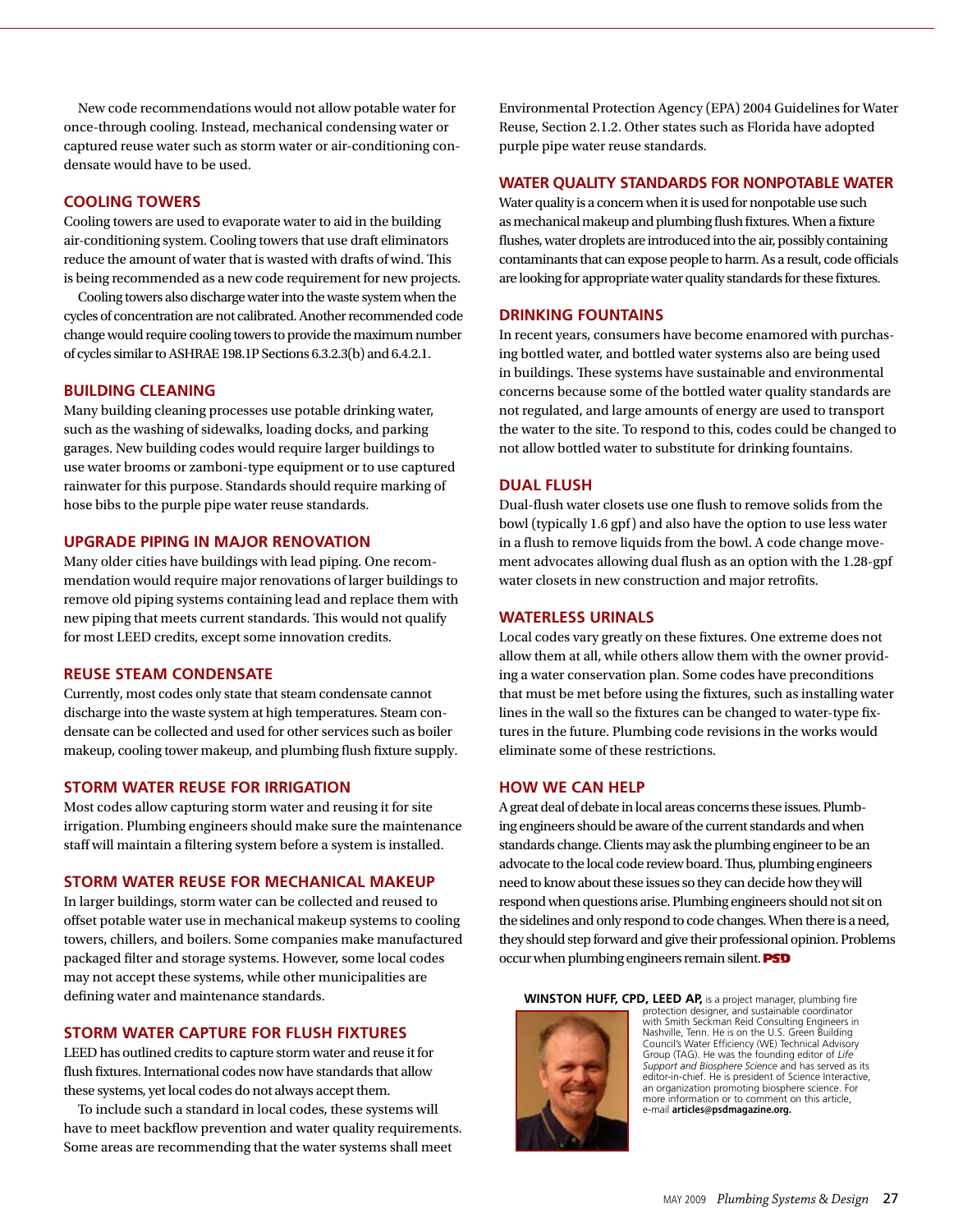New code recommendations would not allow potable water for once-through cooling. Instead, mechanical condensing water or captured reuse water such as storm water or air-conditioning condensate would have to be used.

## COOLING TOWERS

Cooling towers are used to evaporate water to aid in the building air-conditioning system. Cooling towers that use draft eliminators reduce the amount of water that is wasted with drafts of wind. This is being recommended as a new code requirement for new projects.

Cooling towers also discharge water into the waste system when the cycles of concentration are not calibrated. Another recommended code change would require cooling towers to provide the maximum number of cycles similar to ASHRAE 198.1P Sections 6.3.2.3(b) and 6.4.2.1.

## BUILDING CLEANING

Many building cleaning processes use potable drinking water, such as the washing of sidewalks, loading docks, and parking garages. New building codes would require larger buildings to use water brooms or zamboni-type equipment or to use captured rainwater for this purpose. Standards should require marking of hose bibs to the purple pipe water reuse standards.

## UPGRADE PIPING IN MAJOR RENOVATION

Many older cities have buildings with lead piping. One recommendation would require major renovations of larger buildings to remove old piping systems containing lead and replace them with new piping that meets current standards. This would not qualify for most LEED credits, except some innovation credits.

## REUSE STEAM CONDENSATE

Currently, most codes only state that steam condensate cannot discharge into the waste system at high temperatures. Steam condensate can be collected and used for other services such as boiler makeup, cooling tower makeup, and plumbing flush fixture supply.

## STORM WATER REUSE FOR IRRIGATION

Most codes allow capturing storm water and reusing it for site irrigation. Plumbing engineers should make sure the maintenance staff will maintain a filtering system before a system is installed.

## STORM WATER REUSE FOR MECHANICAL MAKEUP

In larger buildings, storm water can be collected and reused to offset potable water use in mechanical makeup systems to cooling towers, chillers, and boilers. Some companies make manufactured packaged filter and storage systems. However, some local codes may not accept these systems, while other municipalities are defining water and maintenance standards.

## STORM WATER CAPTURE FOR FLUSH FIXTURES

LEED has outlined credits to capture storm water and reuse it for flush fixtures. International codes now have standards that allow these systems, yet local codes do not always accept them.

To include such a standard in local codes, these systems will have to meet backflow prevention and water quality requirements. Some areas are recommending that the water systems shall meet Environmental Protection Agency (EPA) 2004 Guidelines for Water Reuse, Section 2.1.2. Other states such as Florida have adopted purple pipe water reuse standards.

## WATER QUALITY STANDARDS FOR NONPOTABLE WATER

Water quality is a concern when it is used for nonpotable use such as mechanical makeup and plumbing flush fixtures. When a fixture flushes, water droplets are introduced into the air, possibly containing contaminants that can expose people to harm. As a result, code officials are looking for appropriate water quality standards for these fixtures.

## DRINKING FOUNTAINS

In recent years, consumers have become enamored with purchasing bottled water, and bottled water systems also are being used in buildings. These systems have sustainable and environmental concerns because some of the bottled water quality standards are not regulated, and large amounts of energy are used to transport the water to the site. To respond to this, codes could be changed to not allow bottled water to substitute for drinking fountains.

## DUAL FLUSH

Dual-flush water closets use one flush to remove solids from the bowl (typically 1.6 gpf) and also have the option to use less water in a flush to remove liquids from the bowl. A code change movement advocates allowing dual flush as an option with the 1.28-gpf water closets in new construction and major retrofits.

## WATERLESS URINALS

Local codes vary greatly on these fixtures. One extreme does not allow them at all, while others allow them with the owner providing a water conservation plan. Some codes have preconditions that must be met before using the fixtures, such as installing water lines in the wall so the fixtures can be changed to water-type fixtures in the future. Plumbing code revisions in the works would eliminate some of these restrictions.

## HOW WE CAN HELP

A great deal of debate in local areas concerns these issues. Plumbing engineers should be aware of the current standards and when standards change. Clients may ask the plumbing engineer to be an advocate to the local code review board. Thus, plumbing engineers need to know about these issues so they can decide how they will respond when questions arise. Plumbing engineers should not sit on the sidelines and only respond to code changes. When there is a need, they should step forward and give their professional opinion. Problems occur when plumbing engineers remain silent. **PSD**

**WINSTON HUFF, CPD, LEED AP,** is a project manager, plumbing fire protection designer, and sustainable coordinator with Smith Seckman Reid Consulting Engineers in Nashville, Tenn. He is on the U.S. Green Building Council's Water Efficiency (WE) Technical Advisory Group (TAG). He was the founding editor of *Life Support and Biosphere Science* and has served as its editor-in-chief. He is president of Science Interactive, an organization promoting biosphere science. For more information or to comment on this article, e-mail **articles@psdmagazine.org.**